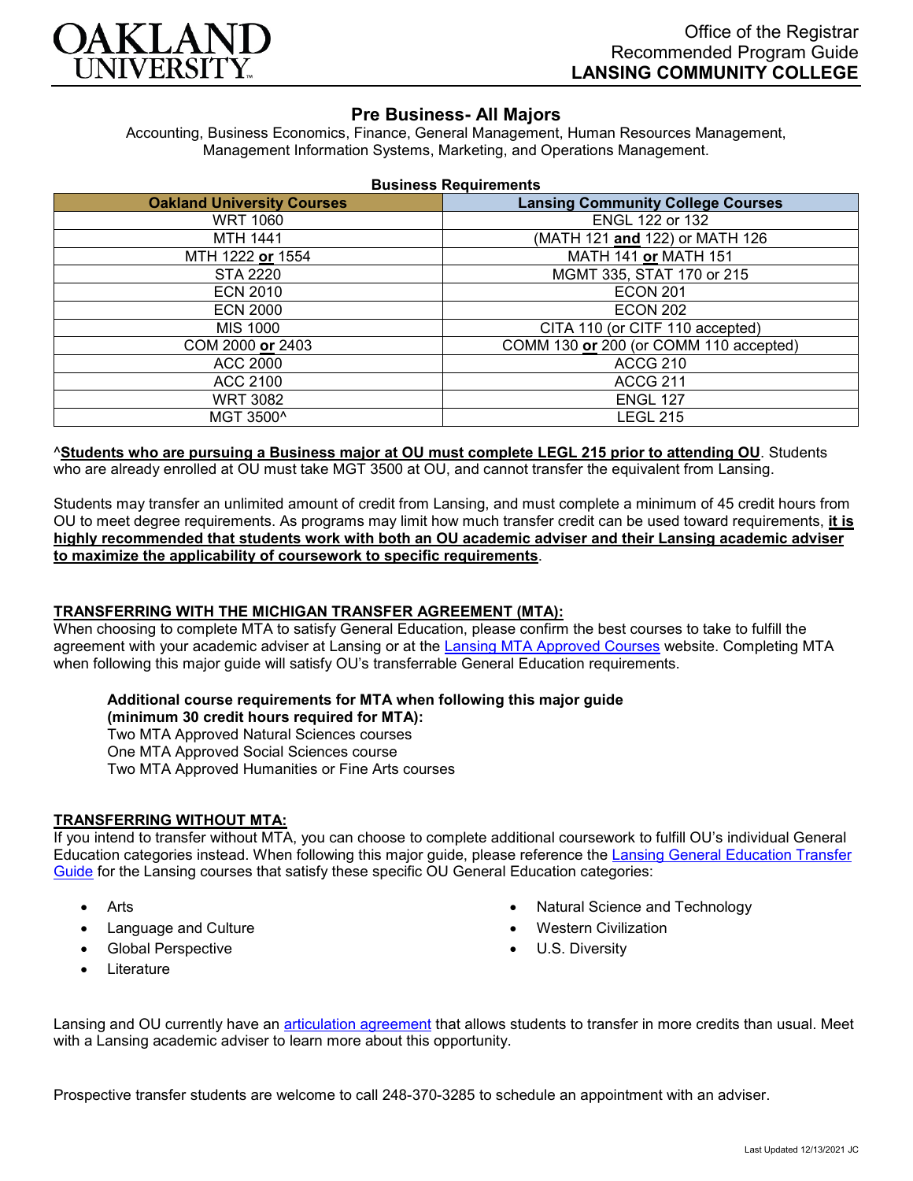OAKLAND UNIVERSITY

Office of the Registrar
Recommended Program Guide
**LANSING COMMUNITY COLLEGE**

# Pre Business- All Majors

Accounting, Business Economics, Finance, General Management, Human Resources Management, Management Information Systems, Marketing, and Operations Management.

**Business Requirements**

| Oakland University Courses | Lansing Community College Courses |
|---|---|
| WRT 1060 | ENGL 122 or 132 |
| MTH 1441 | (MATH 121 **and** 122) or MATH 126 |
| MTH 1222 **or** 1554 | MATH 141 **or** MATH 151 |
| STA 2220 | MGMT 335, STAT 170 or 215 |
| ECN 2010 | ECON 201 |
| ECN 2000 | ECON 202 |
| MIS 1000 | CITA 110 (or CITF 110 accepted) |
| COM 2000 **or** 2403 | COMM 130 **or** 200 (or COMM 110 accepted) |
| ACC 2000 | ACCG 210 |
| ACC 2100 | ACCG 211 |
| WRT 3082 | ENGL 127 |
| MGT 3500^ | LEGL 215 |

^**Students who are pursuing a Business major at OU must complete LEGL 215 prior to attending OU**. Students who are already enrolled at OU must take MGT 3500 at OU, and cannot transfer the equivalent from Lansing.

Students may transfer an unlimited amount of credit from Lansing, and must complete a minimum of 45 credit hours from OU to meet degree requirements. As programs may limit how much transfer credit can be used toward requirements, **it is highly recommended that students work with both an OU academic adviser and their Lansing academic adviser to maximize the applicability of coursework to specific requirements**.

## TRANSFERRING WITH THE MICHIGAN TRANSFER AGREEMENT (MTA):

When choosing to complete MTA to satisfy General Education, please confirm the best courses to take to fulfill the agreement with your academic adviser at Lansing or at the Lansing MTA Approved Courses website. Completing MTA when following this major guide will satisfy OU's transferrable General Education requirements.

**Additional course requirements for MTA when following this major guide (minimum 30 credit hours required for MTA):**
Two MTA Approved Natural Sciences courses
One MTA Approved Social Sciences course
Two MTA Approved Humanities or Fine Arts courses

## TRANSFERRING WITHOUT MTA:

If you intend to transfer without MTA, you can choose to complete additional coursework to fulfill OU's individual General Education categories instead. When following this major guide, please reference the Lansing General Education Transfer Guide for the Lansing courses that satisfy these specific OU General Education categories:

- Arts
- Language and Culture
- Global Perspective
- Literature
- Natural Science and Technology
- Western Civilization
- U.S. Diversity

Lansing and OU currently have an articulation agreement that allows students to transfer in more credits than usual. Meet with a Lansing academic adviser to learn more about this opportunity.

Prospective transfer students are welcome to call 248-370-3285 to schedule an appointment with an adviser.

Last Updated 12/13/2021 JC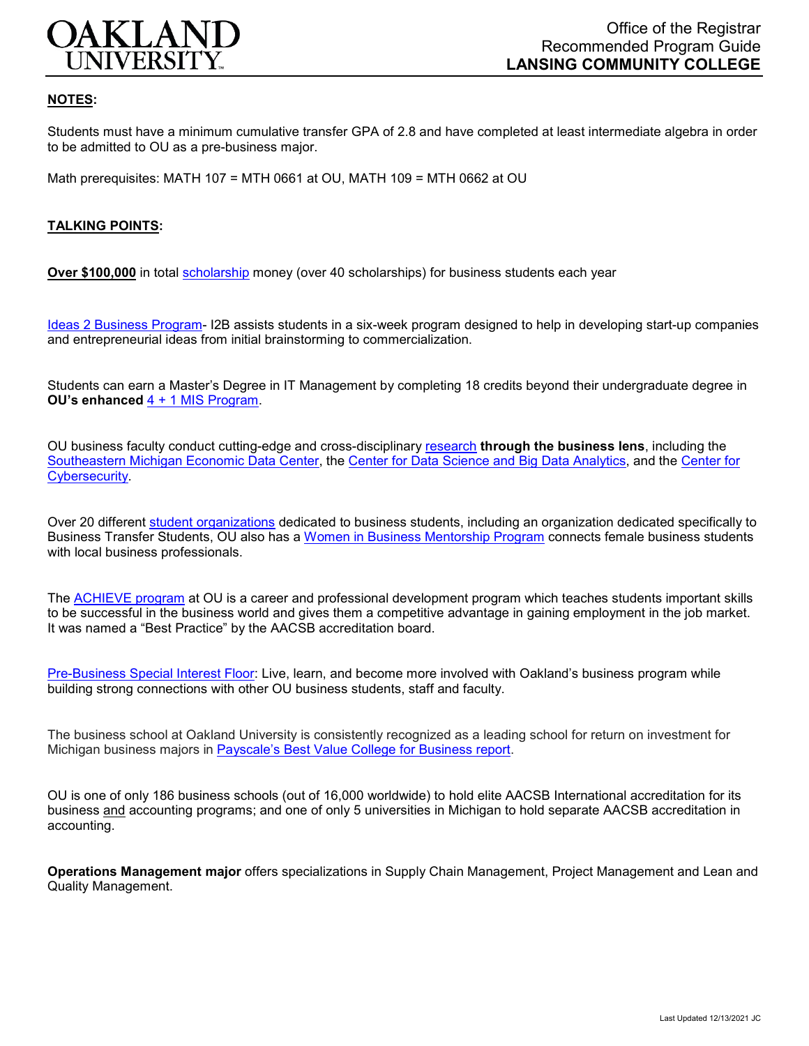**NOTES:**

Students must have a minimum cumulative transfer GPA of 2.8 and have completed at least intermediate algebra in order to be admitted to OU as a pre-business major.

Math prerequisites: MATH 107 = MTH 0661 at OU, MATH 109 = MTH 0662 at OU

**TALKING POINTS:**

**Over $100,000** in total scholarship money (over 40 scholarships) for business students each year

Ideas 2 Business Program- I2B assists students in a six-week program designed to help in developing start-up companies and entrepreneurial ideas from initial brainstorming to commercialization.

Students can earn a Master's Degree in IT Management by completing 18 credits beyond their undergraduate degree in **OU's enhanced** 4 + 1 MIS Program.

OU business faculty conduct cutting-edge and cross-disciplinary research **through the business lens**, including the Southeastern Michigan Economic Data Center, the Center for Data Science and Big Data Analytics, and the Center for Cybersecurity.

Over 20 different student organizations dedicated to business students, including an organization dedicated specifically to Business Transfer Students, OU also has a Women in Business Mentorship Program connects female business students with local business professionals.

The ACHIEVE program at OU is a career and professional development program which teaches students important skills to be successful in the business world and gives them a competitive advantage in gaining employment in the job market. It was named a "Best Practice" by the AACSB accreditation board.

Pre-Business Special Interest Floor: Live, learn, and become more involved with Oakland's business program while building strong connections with other OU business students, staff and faculty.

The business school at Oakland University is consistently recognized as a leading school for return on investment for Michigan business majors in Payscale's Best Value College for Business report.

OU is one of only 186 business schools (out of 16,000 worldwide) to hold elite AACSB International accreditation for its business and accounting programs; and one of only 5 universities in Michigan to hold separate AACSB accreditation in accounting.

**Operations Management major** offers specializations in Supply Chain Management, Project Management and Lean and Quality Management.

Last Updated 12/13/2021 JC